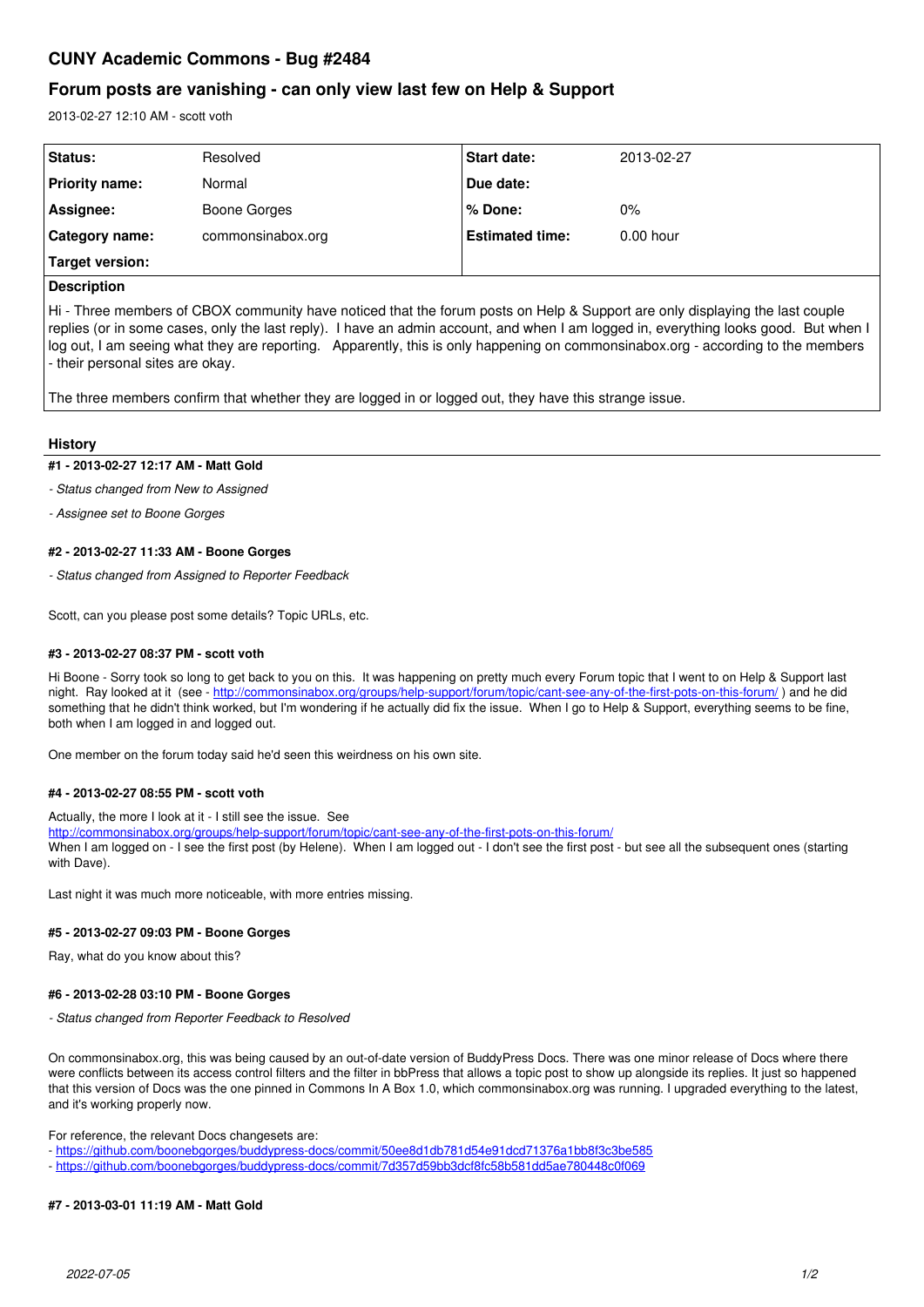# CUNY Academic Commons - Bug #2484

## Forum posts are vanishing - can only view last few on Help & Support

2013-02-27 12:10 AM - scott voth

| | | | |
|---|---|---|---|
| **Status:** | Resolved | **Start date:** | 2013-02-27 |
| **Priority name:** | Normal | **Due date:** | |
| **Assignee:** | Boone Gorges | **% Done:** | 0% |
| **Category name:** | commonsinabox.org | **Estimated time:** | 0.00 hour |
| **Target version:** | | | |

**Description**

Hi - Three members of CBOX community have noticed that the forum posts on Help & Support are only displaying the last couple replies (or in some cases, only the last reply). I have an admin account, and when I am logged in, everything looks good. But when I log out, I am seeing what they are reporting. Apparently, this is only happening on commonsinabox.org - according to the members - their personal sites are okay.

The three members confirm that whether they are logged in or logged out, they have this strange issue.

### History

#### #1 - 2013-02-27 12:17 AM - Matt Gold

*- Status changed from New to Assigned*

*- Assignee set to Boone Gorges*

#### #2 - 2013-02-27 11:33 AM - Boone Gorges

*- Status changed from Assigned to Reporter Feedback*

Scott, can you please post some details? Topic URLs, etc.

#### #3 - 2013-02-27 08:37 PM - scott voth

Hi Boone - Sorry took so long to get back to you on this. It was happening on pretty much every Forum topic that I went to on Help & Support last night. Ray looked at it (see - http://commonsinabox.org/groups/help-support/forum/topic/cant-see-any-of-the-first-pots-on-this-forum/ ) and he did something that he didn't think worked, but I'm wondering if he actually did fix the issue. When I go to Help & Support, everything seems to be fine, both when I am logged in and logged out.

One member on the forum today said he'd seen this weirdness on his own site.

#### #4 - 2013-02-27 08:55 PM - scott voth

Actually, the more I look at it - I still see the issue. See
http://commonsinabox.org/groups/help-support/forum/topic/cant-see-any-of-the-first-pots-on-this-forum/
When I am logged on - I see the first post (by Helene). When I am logged out - I don't see the first post - but see all the subsequent ones (starting with Dave).

Last night it was much more noticeable, with more entries missing.

#### #5 - 2013-02-27 09:03 PM - Boone Gorges

Ray, what do you know about this?

#### #6 - 2013-02-28 03:10 PM - Boone Gorges

*- Status changed from Reporter Feedback to Resolved*

On commonsinabox.org, this was being caused by an out-of-date version of BuddyPress Docs. There was one minor release of Docs where there were conflicts between its access control filters and the filter in bbPress that allows a topic post to show up alongside its replies. It just so happened that this version of Docs was the one pinned in Commons In A Box 1.0, which commonsinabox.org was running. I upgraded everything to the latest, and it's working properly now.

For reference, the relevant Docs changesets are:
- https://github.com/boonebgorges/buddypress-docs/commit/50ee8d1db781d54e91dcd71376a1bb8f3c3be585
- https://github.com/boonebgorges/buddypress-docs/commit/7d357d59bb3dcf8fc58b581dd5ae780448c0f069

#### #7 - 2013-03-01 11:19 AM - Matt Gold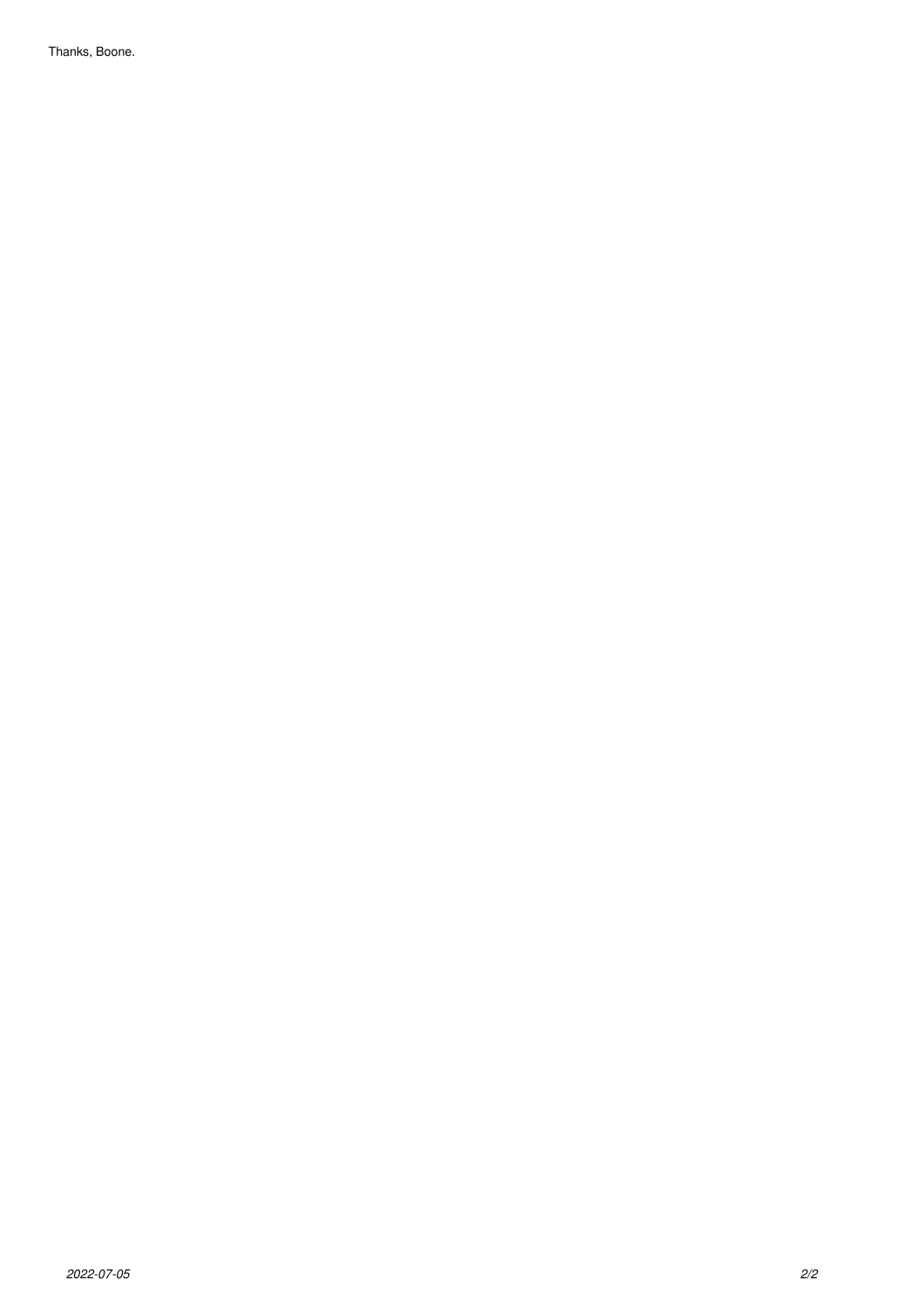Thanks, Boone.